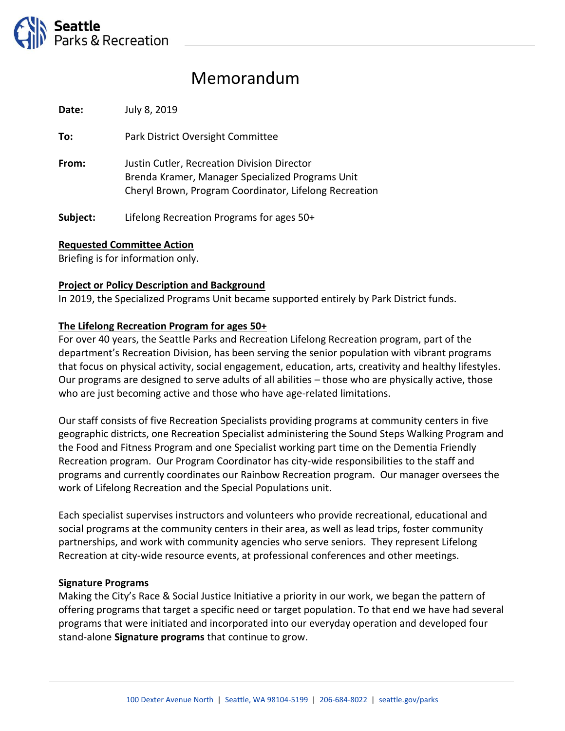# Memorandum

**Date:** July 8, 2019

**To:** Park District Oversight Committee

**From:** Justin Cutler, Recreation Division Director
Brenda Kramer, Manager Specialized Programs Unit
Cheryl Brown, Program Coordinator, Lifelong Recreation

**Subject:** Lifelong Recreation Programs for ages 50+

**Requested Committee Action**

Briefing is for information only.

**Project or Policy Description and Background**

In 2019, the Specialized Programs Unit became supported entirely by Park District funds.

**The Lifelong Recreation Program for ages 50+**

For over 40 years, the Seattle Parks and Recreation Lifelong Recreation program, part of the department's Recreation Division, has been serving the senior population with vibrant programs that focus on physical activity, social engagement, education, arts, creativity and healthy lifestyles. Our programs are designed to serve adults of all abilities – those who are physically active, those who are just becoming active and those who have age-related limitations.

Our staff consists of five Recreation Specialists providing programs at community centers in five geographic districts, one Recreation Specialist administering the Sound Steps Walking Program and the Food and Fitness Program and one Specialist working part time on the Dementia Friendly Recreation program. Our Program Coordinator has city-wide responsibilities to the staff and programs and currently coordinates our Rainbow Recreation program. Our manager oversees the work of Lifelong Recreation and the Special Populations unit.

Each specialist supervises instructors and volunteers who provide recreational, educational and social programs at the community centers in their area, as well as lead trips, foster community partnerships, and work with community agencies who serve seniors. They represent Lifelong Recreation at city-wide resource events, at professional conferences and other meetings.

**Signature Programs**

Making the City's Race & Social Justice Initiative a priority in our work, we began the pattern of offering programs that target a specific need or target population. To that end we have had several programs that were initiated and incorporated into our everyday operation and developed four stand-alone **Signature programs** that continue to grow.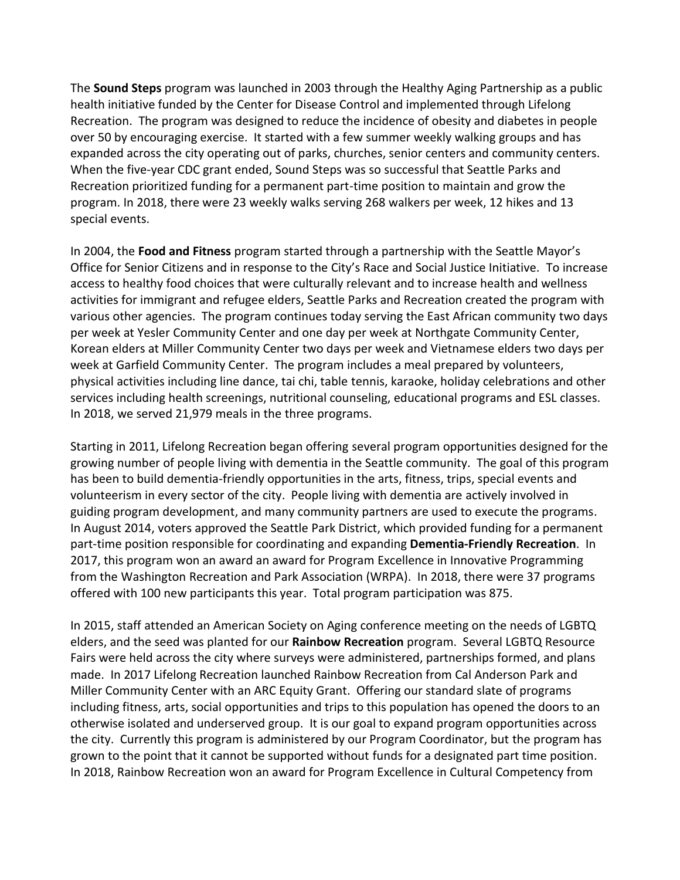The **Sound Steps** program was launched in 2003 through the Healthy Aging Partnership as a public health initiative funded by the Center for Disease Control and implemented through Lifelong Recreation. The program was designed to reduce the incidence of obesity and diabetes in people over 50 by encouraging exercise. It started with a few summer weekly walking groups and has expanded across the city operating out of parks, churches, senior centers and community centers. When the five-year CDC grant ended, Sound Steps was so successful that Seattle Parks and Recreation prioritized funding for a permanent part-time position to maintain and grow the program. In 2018, there were 23 weekly walks serving 268 walkers per week, 12 hikes and 13 special events.

In 2004, the **Food and Fitness** program started through a partnership with the Seattle Mayor's Office for Senior Citizens and in response to the City's Race and Social Justice Initiative. To increase access to healthy food choices that were culturally relevant and to increase health and wellness activities for immigrant and refugee elders, Seattle Parks and Recreation created the program with various other agencies. The program continues today serving the East African community two days per week at Yesler Community Center and one day per week at Northgate Community Center, Korean elders at Miller Community Center two days per week and Vietnamese elders two days per week at Garfield Community Center. The program includes a meal prepared by volunteers, physical activities including line dance, tai chi, table tennis, karaoke, holiday celebrations and other services including health screenings, nutritional counseling, educational programs and ESL classes. In 2018, we served 21,979 meals in the three programs.

Starting in 2011, Lifelong Recreation began offering several program opportunities designed for the growing number of people living with dementia in the Seattle community. The goal of this program has been to build dementia-friendly opportunities in the arts, fitness, trips, special events and volunteerism in every sector of the city. People living with dementia are actively involved in guiding program development, and many community partners are used to execute the programs. In August 2014, voters approved the Seattle Park District, which provided funding for a permanent part-time position responsible for coordinating and expanding **Dementia-Friendly Recreation**. In 2017, this program won an award an award for Program Excellence in Innovative Programming from the Washington Recreation and Park Association (WRPA). In 2018, there were 37 programs offered with 100 new participants this year. Total program participation was 875.

In 2015, staff attended an American Society on Aging conference meeting on the needs of LGBTQ elders, and the seed was planted for our **Rainbow Recreation** program. Several LGBTQ Resource Fairs were held across the city where surveys were administered, partnerships formed, and plans made. In 2017 Lifelong Recreation launched Rainbow Recreation from Cal Anderson Park and Miller Community Center with an ARC Equity Grant. Offering our standard slate of programs including fitness, arts, social opportunities and trips to this population has opened the doors to an otherwise isolated and underserved group. It is our goal to expand program opportunities across the city. Currently this program is administered by our Program Coordinator, but the program has grown to the point that it cannot be supported without funds for a designated part time position. In 2018, Rainbow Recreation won an award for Program Excellence in Cultural Competency from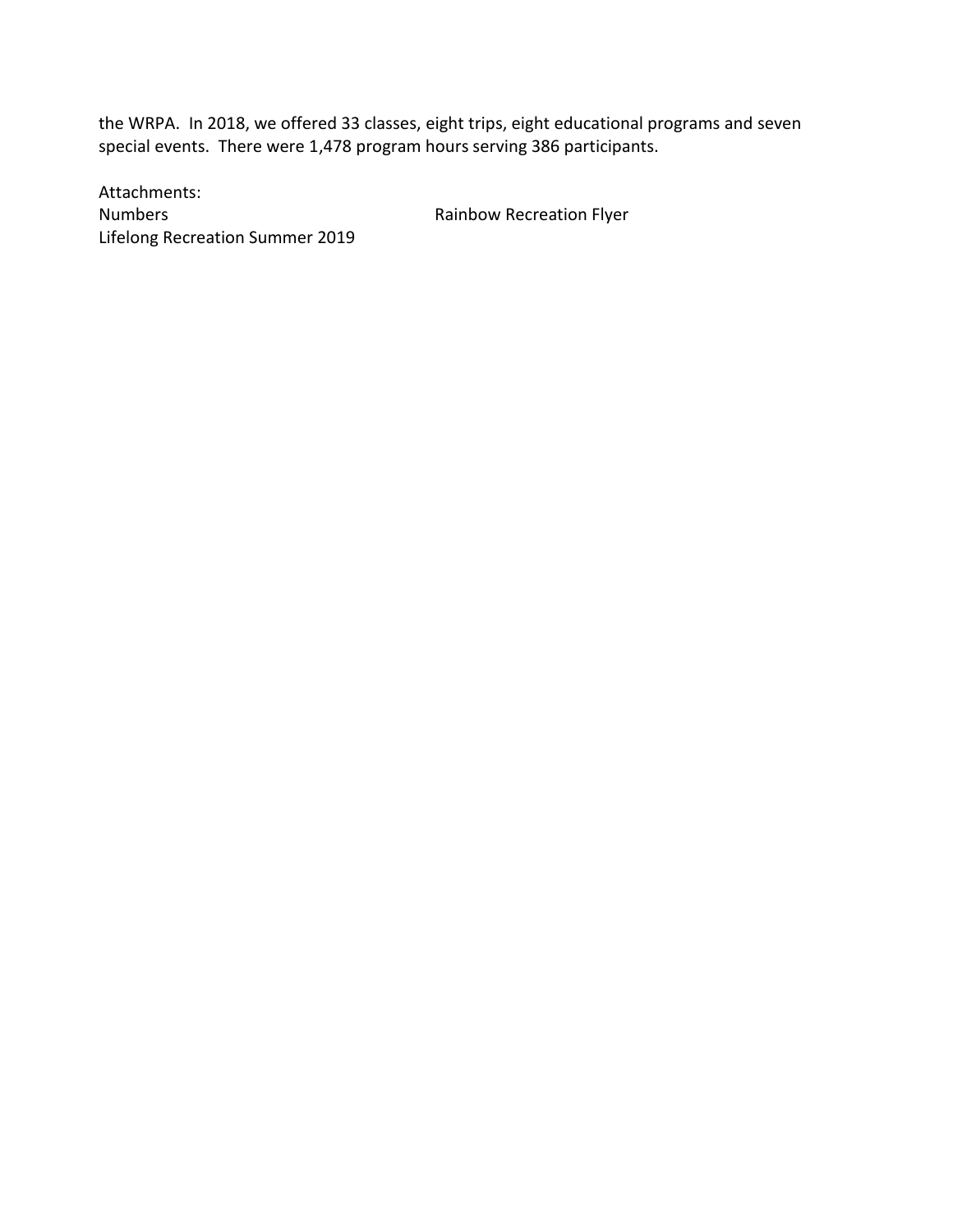the WRPA.  In 2018, we offered 33 classes, eight trips, eight educational programs and seven special events.  There were 1,478 program hours serving 386 participants.

Attachments:
Numbers
Lifelong Recreation Summer 2019
Rainbow Recreation Flyer